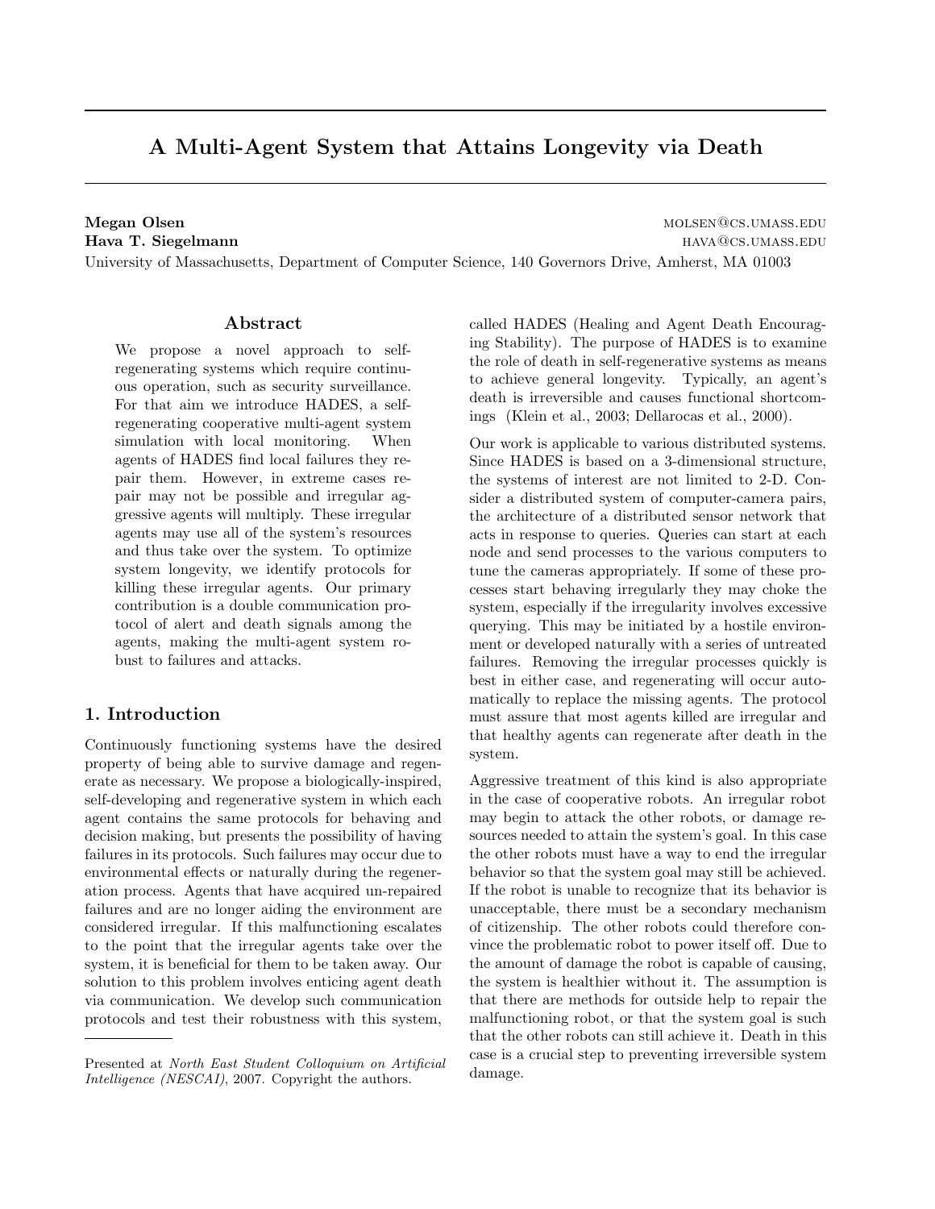# A Multi-Agent System that Attains Longevity via Death

**Megan Olsen** molsen@cs.umass.edu
**Hava T. Siegelmann** hava@cs.umass.edu
University of Massachusetts, Department of Computer Science, 140 Governors Drive, Amherst, MA 01003

## Abstract

We propose a novel approach to self-regenerating systems which require continuous operation, such as security surveillance. For that aim we introduce HADES, a self-regenerating cooperative multi-agent system simulation with local monitoring. When agents of HADES find local failures they repair them. However, in extreme cases repair may not be possible and irregular aggressive agents will multiply. These irregular agents may use all of the system's resources and thus take over the system. To optimize system longevity, we identify protocols for killing these irregular agents. Our primary contribution is a double communication protocol of alert and death signals among the agents, making the multi-agent system robust to failures and attacks.

## 1. Introduction

Continuously functioning systems have the desired property of being able to survive damage and regenerate as necessary. We propose a biologically-inspired, self-developing and regenerative system in which each agent contains the same protocols for behaving and decision making, but presents the possibility of having failures in its protocols. Such failures may occur due to environmental effects or naturally during the regeneration process. Agents that have acquired un-repaired failures and are no longer aiding the environment are considered irregular. If this malfunctioning escalates to the point that the irregular agents take over the system, it is beneficial for them to be taken away. Our solution to this problem involves enticing agent death via communication. We develop such communication protocols and test their robustness with this system, called HADES (Healing and Agent Death Encouraging Stability). The purpose of HADES is to examine the role of death in self-regenerative systems as means to achieve general longevity. Typically, an agent's death is irreversible and causes functional shortcomings (Klein et al., 2003; Dellarocas et al., 2000).

Our work is applicable to various distributed systems. Since HADES is based on a 3-dimensional structure, the systems of interest are not limited to 2-D. Consider a distributed system of computer-camera pairs, the architecture of a distributed sensor network that acts in response to queries. Queries can start at each node and send processes to the various computers to tune the cameras appropriately. If some of these processes start behaving irregularly they may choke the system, especially if the irregularity involves excessive querying. This may be initiated by a hostile environment or developed naturally with a series of untreated failures. Removing the irregular processes quickly is best in either case, and regenerating will occur automatically to replace the missing agents. The protocol must assure that most agents killed are irregular and that healthy agents can regenerate after death in the system.

Aggressive treatment of this kind is also appropriate in the case of cooperative robots. An irregular robot may begin to attack the other robots, or damage resources needed to attain the system's goal. In this case the other robots must have a way to end the irregular behavior so that the system goal may still be achieved. If the robot is unable to recognize that its behavior is unacceptable, there must be a secondary mechanism of citizenship. The other robots could therefore convince the problematic robot to power itself off. Due to the amount of damage the robot is capable of causing, the system is healthier without it. The assumption is that there are methods for outside help to repair the malfunctioning robot, or that the system goal is such that the other robots can still achieve it. Death in this case is a crucial step to preventing irreversible system damage.

---

Presented at *North East Student Colloquium on Artificial Intelligence (NESCAI)*, 2007. Copyright the authors.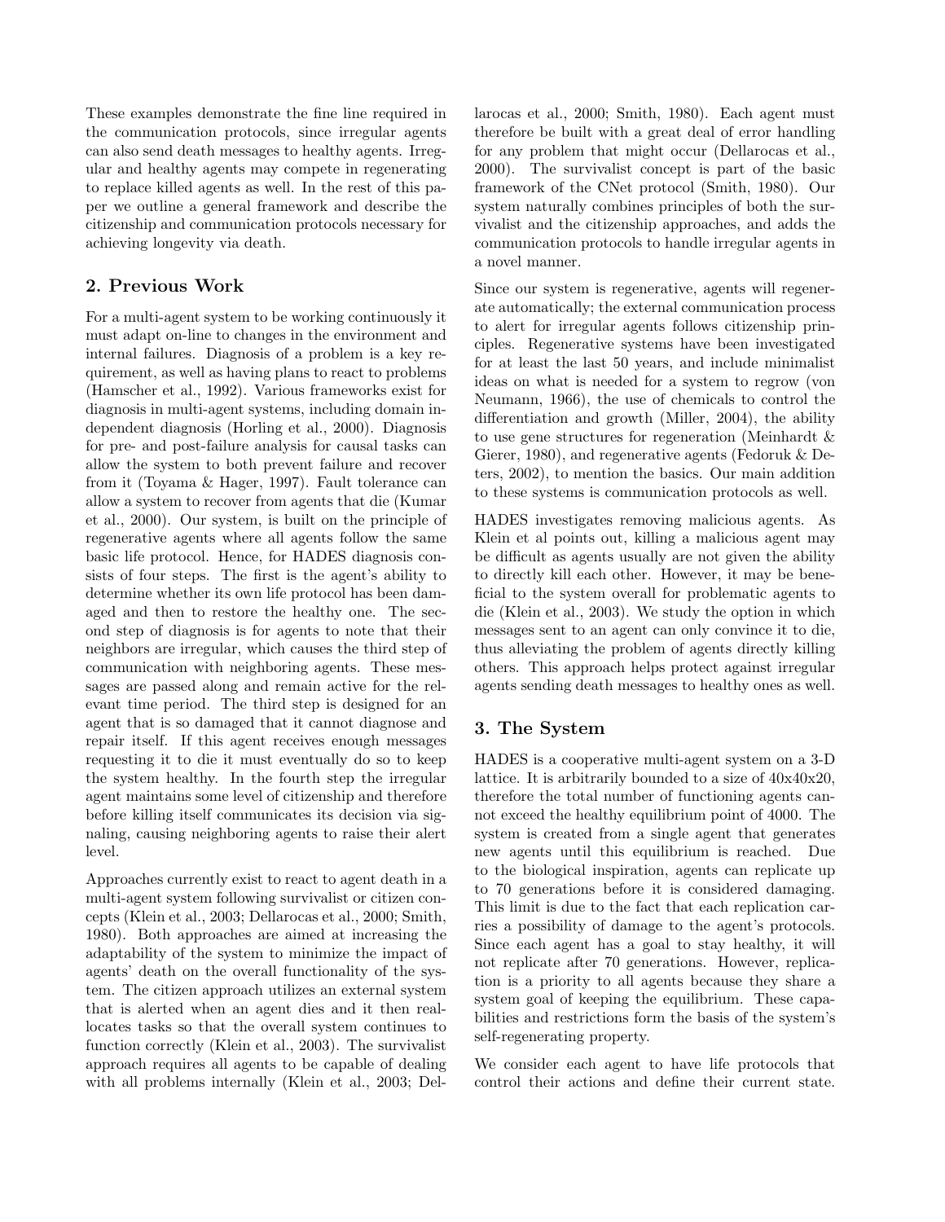These examples demonstrate the fine line required in the communication protocols, since irregular agents can also send death messages to healthy agents. Irregular and healthy agents may compete in regenerating to replace killed agents as well. In the rest of this paper we outline a general framework and describe the citizenship and communication protocols necessary for achieving longevity via death.

## 2. Previous Work

For a multi-agent system to be working continuously it must adapt on-line to changes in the environment and internal failures. Diagnosis of a problem is a key requirement, as well as having plans to react to problems (Hamscher et al., 1992). Various frameworks exist for diagnosis in multi-agent systems, including domain independent diagnosis (Horling et al., 2000). Diagnosis for pre- and post-failure analysis for causal tasks can allow the system to both prevent failure and recover from it (Toyama & Hager, 1997). Fault tolerance can allow a system to recover from agents that die (Kumar et al., 2000). Our system, is built on the principle of regenerative agents where all agents follow the same basic life protocol. Hence, for HADES diagnosis consists of four steps. The first is the agent's ability to determine whether its own life protocol has been damaged and then to restore the healthy one. The second step of diagnosis is for agents to note that their neighbors are irregular, which causes the third step of communication with neighboring agents. These messages are passed along and remain active for the relevant time period. The third step is designed for an agent that is so damaged that it cannot diagnose and repair itself. If this agent receives enough messages requesting it to die it must eventually do so to keep the system healthy. In the fourth step the irregular agent maintains some level of citizenship and therefore before killing itself communicates its decision via signaling, causing neighboring agents to raise their alert level.

Approaches currently exist to react to agent death in a multi-agent system following survivalist or citizen concepts (Klein et al., 2003; Dellarocas et al., 2000; Smith, 1980). Both approaches are aimed at increasing the adaptability of the system to minimize the impact of agents' death on the overall functionality of the system. The citizen approach utilizes an external system that is alerted when an agent dies and it then reallocates tasks so that the overall system continues to function correctly (Klein et al., 2003). The survivalist approach requires all agents to be capable of dealing with all problems internally (Klein et al., 2003; Dellarocas et al., 2000; Smith, 1980). Each agent must therefore be built with a great deal of error handling for any problem that might occur (Dellarocas et al., 2000). The survivalist concept is part of the basic framework of the CNet protocol (Smith, 1980). Our system naturally combines principles of both the survivalist and the citizenship approaches, and adds the communication protocols to handle irregular agents in a novel manner.

Since our system is regenerative, agents will regenerate automatically; the external communication process to alert for irregular agents follows citizenship principles. Regenerative systems have been investigated for at least the last 50 years, and include minimalist ideas on what is needed for a system to regrow (von Neumann, 1966), the use of chemicals to control the differentiation and growth (Miller, 2004), the ability to use gene structures for regeneration (Meinhardt & Gierer, 1980), and regenerative agents (Fedoruk & Deters, 2002), to mention the basics. Our main addition to these systems is communication protocols as well.

HADES investigates removing malicious agents. As Klein et al points out, killing a malicious agent may be difficult as agents usually are not given the ability to directly kill each other. However, it may be beneficial to the system overall for problematic agents to die (Klein et al., 2003). We study the option in which messages sent to an agent can only convince it to die, thus alleviating the problem of agents directly killing others. This approach helps protect against irregular agents sending death messages to healthy ones as well.

## 3. The System

HADES is a cooperative multi-agent system on a 3-D lattice. It is arbitrarily bounded to a size of 40x40x20, therefore the total number of functioning agents cannot exceed the healthy equilibrium point of 4000. The system is created from a single agent that generates new agents until this equilibrium is reached. Due to the biological inspiration, agents can replicate up to 70 generations before it is considered damaging. This limit is due to the fact that each replication carries a possibility of damage to the agent's protocols. Since each agent has a goal to stay healthy, it will not replicate after 70 generations. However, replication is a priority to all agents because they share a system goal of keeping the equilibrium. These capabilities and restrictions form the basis of the system's self-regenerating property.

We consider each agent to have life protocols that control their actions and define their current state.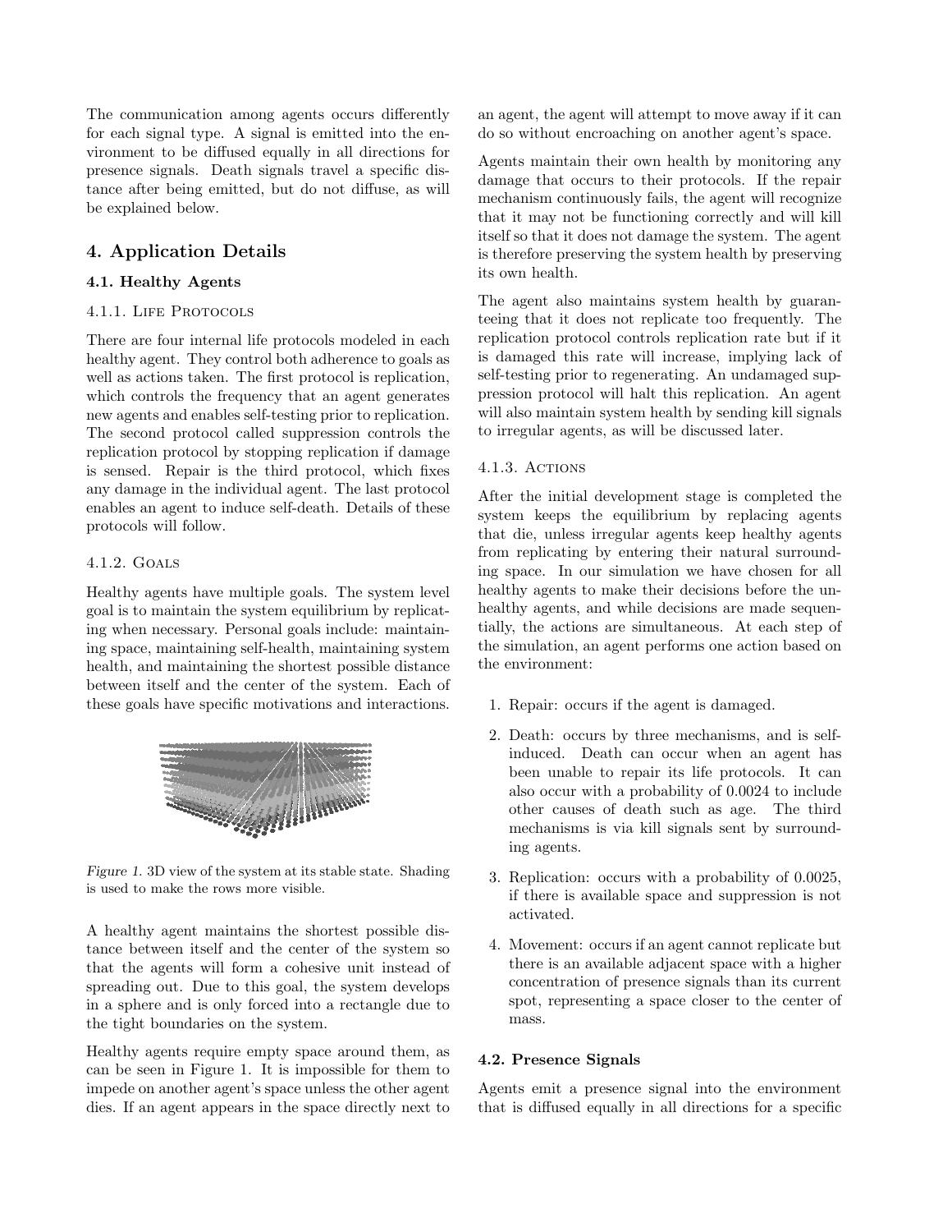The communication among agents occurs differently for each signal type. A signal is emitted into the environment to be diffused equally in all directions for presence signals. Death signals travel a specific distance after being emitted, but do not diffuse, as will be explained below.

## 4. Application Details

### 4.1. Healthy Agents

#### 4.1.1. Life Protocols

There are four internal life protocols modeled in each healthy agent. They control both adherence to goals as well as actions taken. The first protocol is replication, which controls the frequency that an agent generates new agents and enables self-testing prior to replication. The second protocol called suppression controls the replication protocol by stopping replication if damage is sensed. Repair is the third protocol, which fixes any damage in the individual agent. The last protocol enables an agent to induce self-death. Details of these protocols will follow.

#### 4.1.2. Goals

Healthy agents have multiple goals. The system level goal is to maintain the system equilibrium by replicating when necessary. Personal goals include: maintaining space, maintaining self-health, maintaining system health, and maintaining the shortest possible distance between itself and the center of the system. Each of these goals have specific motivations and interactions.

*Figure 1.* 3D view of the system at its stable state. Shading is used to make the rows more visible.

A healthy agent maintains the shortest possible distance between itself and the center of the system so that the agents will form a cohesive unit instead of spreading out. Due to this goal, the system develops in a sphere and is only forced into a rectangle due to the tight boundaries on the system.

Healthy agents require empty space around them, as can be seen in Figure 1. It is impossible for them to impede on another agent's space unless the other agent dies. If an agent appears in the space directly next to an agent, the agent will attempt to move away if it can do so without encroaching on another agent's space.

Agents maintain their own health by monitoring any damage that occurs to their protocols. If the repair mechanism continuously fails, the agent will recognize that it may not be functioning correctly and will kill itself so that it does not damage the system. The agent is therefore preserving the system health by preserving its own health.

The agent also maintains system health by guaranteeing that it does not replicate too frequently. The replication protocol controls replication rate but if it is damaged this rate will increase, implying lack of self-testing prior to regenerating. An undamaged suppression protocol will halt this replication. An agent will also maintain system health by sending kill signals to irregular agents, as will be discussed later.

#### 4.1.3. Actions

After the initial development stage is completed the system keeps the equilibrium by replacing agents that die, unless irregular agents keep healthy agents from replicating by entering their natural surrounding space. In our simulation we have chosen for all healthy agents to make their decisions before the unhealthy agents, and while decisions are made sequentially, the actions are simultaneous. At each step of the simulation, an agent performs one action based on the environment:

1. Repair: occurs if the agent is damaged.
2. Death: occurs by three mechanisms, and is self-induced. Death can occur when an agent has been unable to repair its life protocols. It can also occur with a probability of 0.0024 to include other causes of death such as age. The third mechanisms is via kill signals sent by surrounding agents.
3. Replication: occurs with a probability of 0.0025, if there is available space and suppression is not activated.
4. Movement: occurs if an agent cannot replicate but there is an available adjacent space with a higher concentration of presence signals than its current spot, representing a space closer to the center of mass.

### 4.2. Presence Signals

Agents emit a presence signal into the environment that is diffused equally in all directions for a specific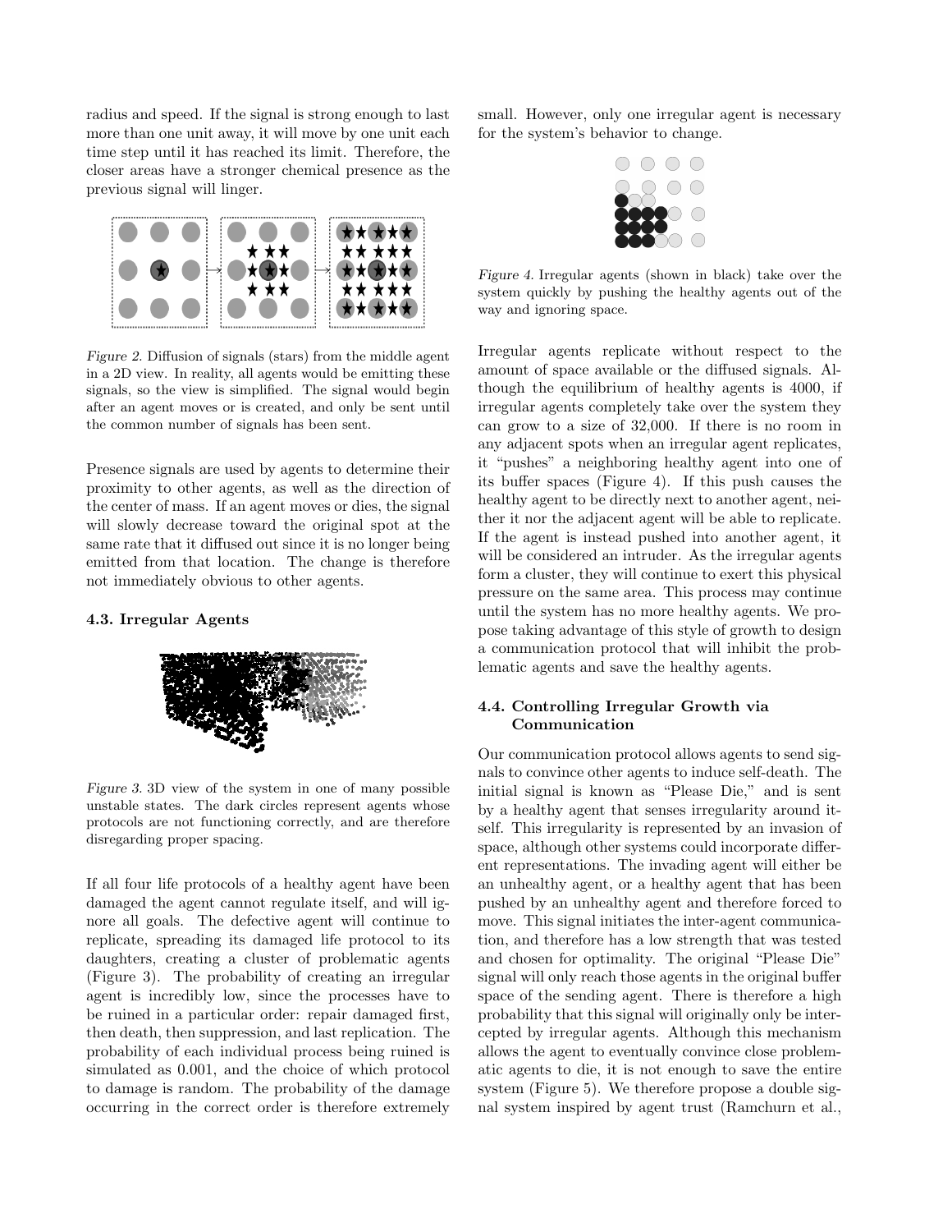radius and speed. If the signal is strong enough to last more than one unit away, it will move by one unit each time step until it has reached its limit. Therefore, the closer areas have a stronger chemical presence as the previous signal will linger.

*Figure 2.* Diffusion of signals (stars) from the middle agent in a 2D view. In reality, all agents would be emitting these signals, so the view is simplified. The signal would begin after an agent moves or is created, and only be sent until the common number of signals has been sent.

Presence signals are used by agents to determine their proximity to other agents, as well as the direction of the center of mass. If an agent moves or dies, the signal will slowly decrease toward the original spot at the same rate that it diffused out since it is no longer being emitted from that location. The change is therefore not immediately obvious to other agents.

### 4.3. Irregular Agents

*Figure 3.* 3D view of the system in one of many possible unstable states. The dark circles represent agents whose protocols are not functioning correctly, and are therefore disregarding proper spacing.

If all four life protocols of a healthy agent have been damaged the agent cannot regulate itself, and will ignore all goals. The defective agent will continue to replicate, spreading its damaged life protocol to its daughters, creating a cluster of problematic agents (Figure 3). The probability of creating an irregular agent is incredibly low, since the processes have to be ruined in a particular order: repair damaged first, then death, then suppression, and last replication. The probability of each individual process being ruined is simulated as 0.001, and the choice of which protocol to damage is random. The probability of the damage occurring in the correct order is therefore extremely small. However, only one irregular agent is necessary for the system's behavior to change.

*Figure 4.* Irregular agents (shown in black) take over the system quickly by pushing the healthy agents out of the way and ignoring space.

Irregular agents replicate without respect to the amount of space available or the diffused signals. Although the equilibrium of healthy agents is 4000, if irregular agents completely take over the system they can grow to a size of 32,000. If there is no room in any adjacent spots when an irregular agent replicates, it "pushes" a neighboring healthy agent into one of its buffer spaces (Figure 4). If this push causes the healthy agent to be directly next to another agent, neither it nor the adjacent agent will be able to replicate. If the agent is instead pushed into another agent, it will be considered an intruder. As the irregular agents form a cluster, they will continue to exert this physical pressure on the same area. This process may continue until the system has no more healthy agents. We propose taking advantage of this style of growth to design a communication protocol that will inhibit the problematic agents and save the healthy agents.

### 4.4. Controlling Irregular Growth via Communication

Our communication protocol allows agents to send signals to convince other agents to induce self-death. The initial signal is known as "Please Die," and is sent by a healthy agent that senses irregularity around itself. This irregularity is represented by an invasion of space, although other systems could incorporate different representations. The invading agent will either be an unhealthy agent, or a healthy agent that has been pushed by an unhealthy agent and therefore forced to move. This signal initiates the inter-agent communication, and therefore has a low strength that was tested and chosen for optimality. The original "Please Die" signal will only reach those agents in the original buffer space of the sending agent. There is therefore a high probability that this signal will originally only be intercepted by irregular agents. Although this mechanism allows the agent to eventually convince close problematic agents to die, it is not enough to save the entire system (Figure 5). We therefore propose a double signal system inspired by agent trust (Ramchurn et al.,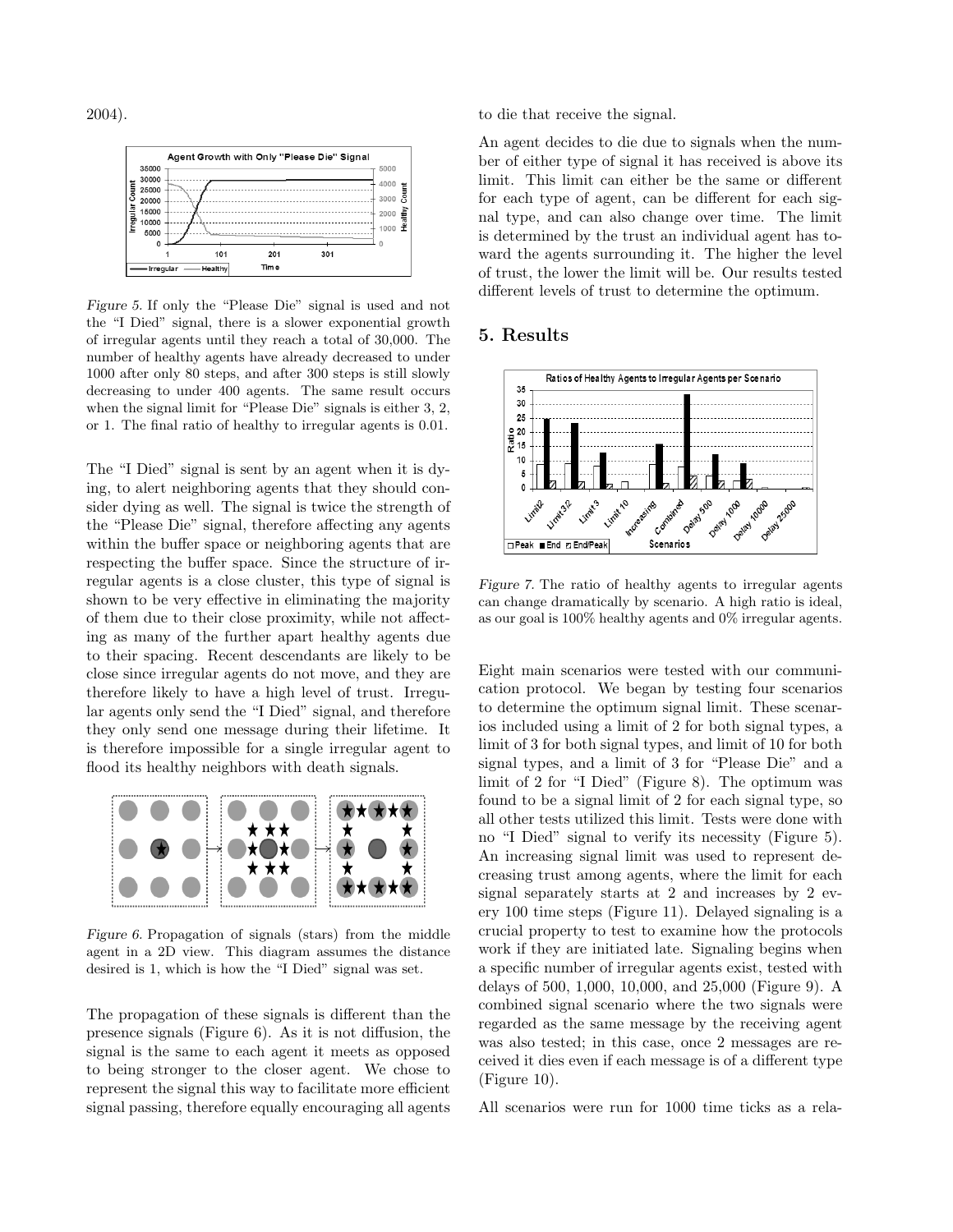2004).

*Figure 5.* If only the "Please Die" signal is used and not the "I Died" signal, there is a slower exponential growth of irregular agents until they reach a total of 30,000. The number of healthy agents have already decreased to under 1000 after only 80 steps, and after 300 steps is still slowly decreasing to under 400 agents. The same result occurs when the signal limit for "Please Die" signals is either 3, 2, or 1. The final ratio of healthy to irregular agents is 0.01.

The "I Died" signal is sent by an agent when it is dying, to alert neighboring agents that they should consider dying as well. The signal is twice the strength of the "Please Die" signal, therefore affecting any agents within the buffer space or neighboring agents that are respecting the buffer space. Since the structure of irregular agents is a close cluster, this type of signal is shown to be very effective in eliminating the majority of them due to their close proximity, while not affecting as many of the further apart healthy agents due to their spacing. Recent descendants are likely to be close since irregular agents do not move, and they are therefore likely to have a high level of trust. Irregular agents only send the "I Died" signal, and therefore they only send one message during their lifetime. It is therefore impossible for a single irregular agent to flood its healthy neighbors with death signals.

*Figure 6.* Propagation of signals (stars) from the middle agent in a 2D view. This diagram assumes the distance desired is 1, which is how the "I Died" signal was set.

The propagation of these signals is different than the presence signals (Figure 6). As it is not diffusion, the signal is the same to each agent it meets as opposed to being stronger to the closer agent. We chose to represent the signal this way to facilitate more efficient signal passing, therefore equally encouraging all agents to die that receive the signal.

An agent decides to die due to signals when the number of either type of signal it has received is above its limit. This limit can either be the same or different for each type of agent, can be different for each signal type, and can also change over time. The limit is determined by the trust an individual agent has toward the agents surrounding it. The higher the level of trust, the lower the limit will be. Our results tested different levels of trust to determine the optimum.

## 5. Results

*Figure 7.* The ratio of healthy agents to irregular agents can change dramatically by scenario. A high ratio is ideal, as our goal is 100% healthy agents and 0% irregular agents.

Eight main scenarios were tested with our communication protocol. We began by testing four scenarios to determine the optimum signal limit. These scenarios included using a limit of 2 for both signal types, a limit of 3 for both signal types, and limit of 10 for both signal types, and a limit of 3 for "Please Die" and a limit of 2 for "I Died" (Figure 8). The optimum was found to be a signal limit of 2 for each signal type, so all other tests utilized this limit. Tests were done with no "I Died" signal to verify its necessity (Figure 5). An increasing signal limit was used to represent decreasing trust among agents, where the limit for each signal separately starts at 2 and increases by 2 every 100 time steps (Figure 11). Delayed signaling is a crucial property to test to examine how the protocols work if they are initiated late. Signaling begins when a specific number of irregular agents exist, tested with delays of 500, 1,000, 10,000, and 25,000 (Figure 9). A combined signal scenario where the two signals were regarded as the same message by the receiving agent was also tested; in this case, once 2 messages are received it dies even if each message is of a different type (Figure 10).

All scenarios were run for 1000 time ticks as a rela-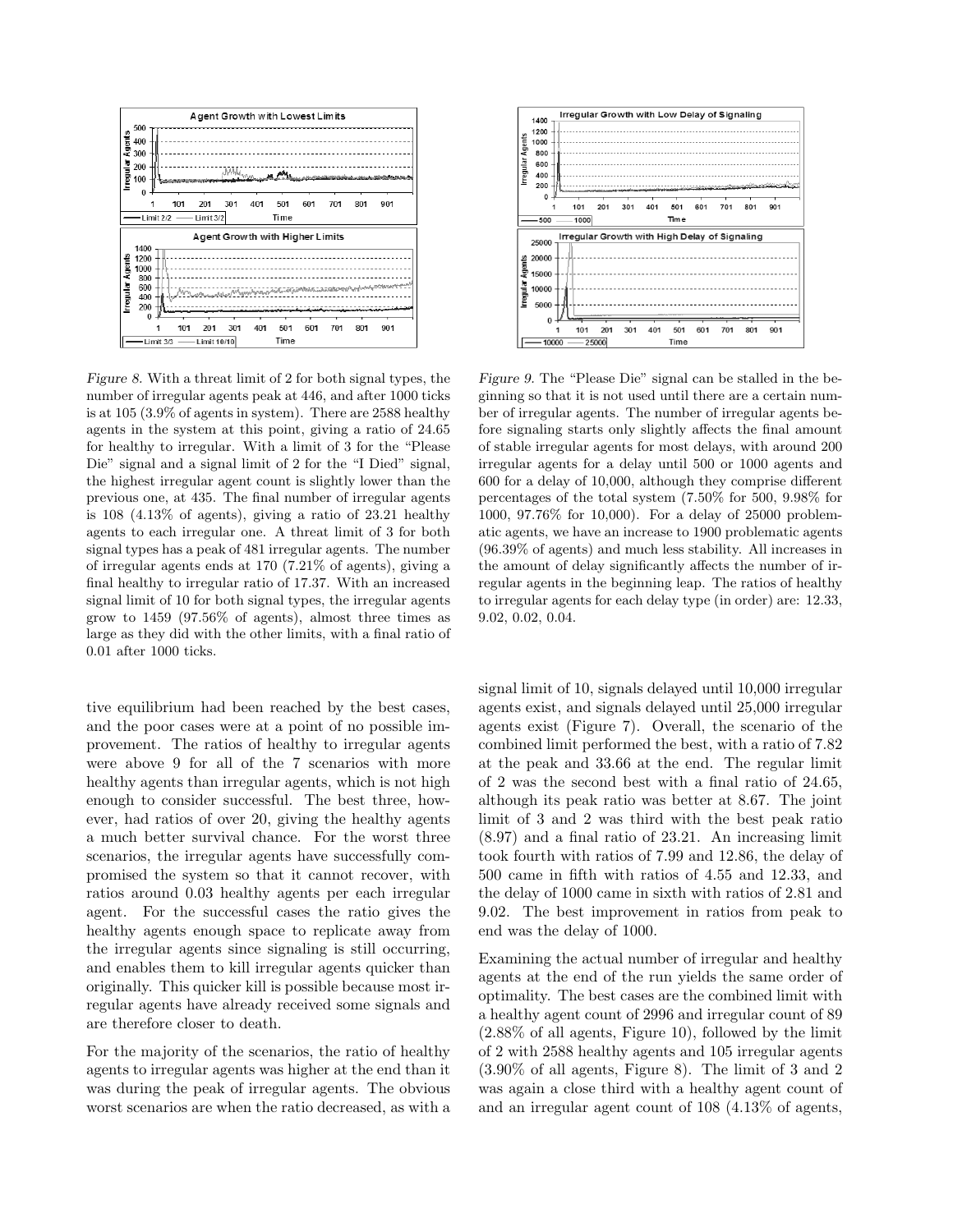Figure 8. With a threat limit of 2 for both signal types, the number of irregular agents peak at 446, and after 1000 ticks is at 105 (3.9% of agents in system). There are 2588 healthy agents in the system at this point, giving a ratio of 24.65 for healthy to irregular. With a limit of 3 for the "Please Die" signal and a signal limit of 2 for the "I Died" signal, the highest irregular agent count is slightly lower than the previous one, at 435. The final number of irregular agents is 108 (4.13% of agents), giving a ratio of 23.21 healthy agents to each irregular one. A threat limit of 3 for both signal types has a peak of 481 irregular agents. The number of irregular agents ends at 170 (7.21% of agents), giving a final healthy to irregular ratio of 17.37. With an increased signal limit of 10 for both signal types, the irregular agents grow to 1459 (97.56% of agents), almost three times as large as they did with the other limits, with a final ratio of 0.01 after 1000 ticks.

Figure 9. The "Please Die" signal can be stalled in the beginning so that it is not used until there are a certain number of irregular agents. The number of irregular agents before signaling starts only slightly affects the final amount of stable irregular agents for most delays, with around 200 irregular agents for a delay until 500 or 1000 agents and 600 for a delay of 10,000, although they comprise different percentages of the total system (7.50% for 500, 9.98% for 1000, 97.76% for 10,000). For a delay of 25000 problematic agents, we have an increase to 1900 problematic agents (96.39% of agents) and much less stability. All increases in the amount of delay significantly affects the number of irregular agents in the beginning leap. The ratios of healthy to irregular agents for each delay type (in order) are: 12.33, 9.02, 0.02, 0.04.

tive equilibrium had been reached by the best cases, and the poor cases were at a point of no possible improvement. The ratios of healthy to irregular agents were above 9 for all of the 7 scenarios with more healthy agents than irregular agents, which is not high enough to consider successful. The best three, however, had ratios of over 20, giving the healthy agents a much better survival chance. For the worst three scenarios, the irregular agents have successfully compromised the system so that it cannot recover, with ratios around 0.03 healthy agents per each irregular agent. For the successful cases the ratio gives the healthy agents enough space to replicate away from the irregular agents since signaling is still occurring, and enables them to kill irregular agents quicker than originally. This quicker kill is possible because most irregular agents have already received some signals and are therefore closer to death.

For the majority of the scenarios, the ratio of healthy agents to irregular agents was higher at the end than it was during the peak of irregular agents. The obvious worst scenarios are when the ratio decreased, as with a signal limit of 10, signals delayed until 10,000 irregular agents exist, and signals delayed until 25,000 irregular agents exist (Figure 7). Overall, the scenario of the combined limit performed the best, with a ratio of 7.82 at the peak and 33.66 at the end. The regular limit of 2 was the second best with a final ratio of 24.65, although its peak ratio was better at 8.67. The joint limit of 3 and 2 was third with the best peak ratio (8.97) and a final ratio of 23.21. An increasing limit took fourth with ratios of 7.99 and 12.86, the delay of 500 came in fifth with ratios of 4.55 and 12.33, and the delay of 1000 came in sixth with ratios of 2.81 and 9.02. The best improvement in ratios from peak to end was the delay of 1000.

Examining the actual number of irregular and healthy agents at the end of the run yields the same order of optimality. The best cases are the combined limit with a healthy agent count of 2996 and irregular count of 89 (2.88% of all agents, Figure 10), followed by the limit of 2 with 2588 healthy agents and 105 irregular agents (3.90% of all agents, Figure 8). The limit of 3 and 2 was again a close third with a healthy agent count of and an irregular agent count of 108 (4.13% of agents,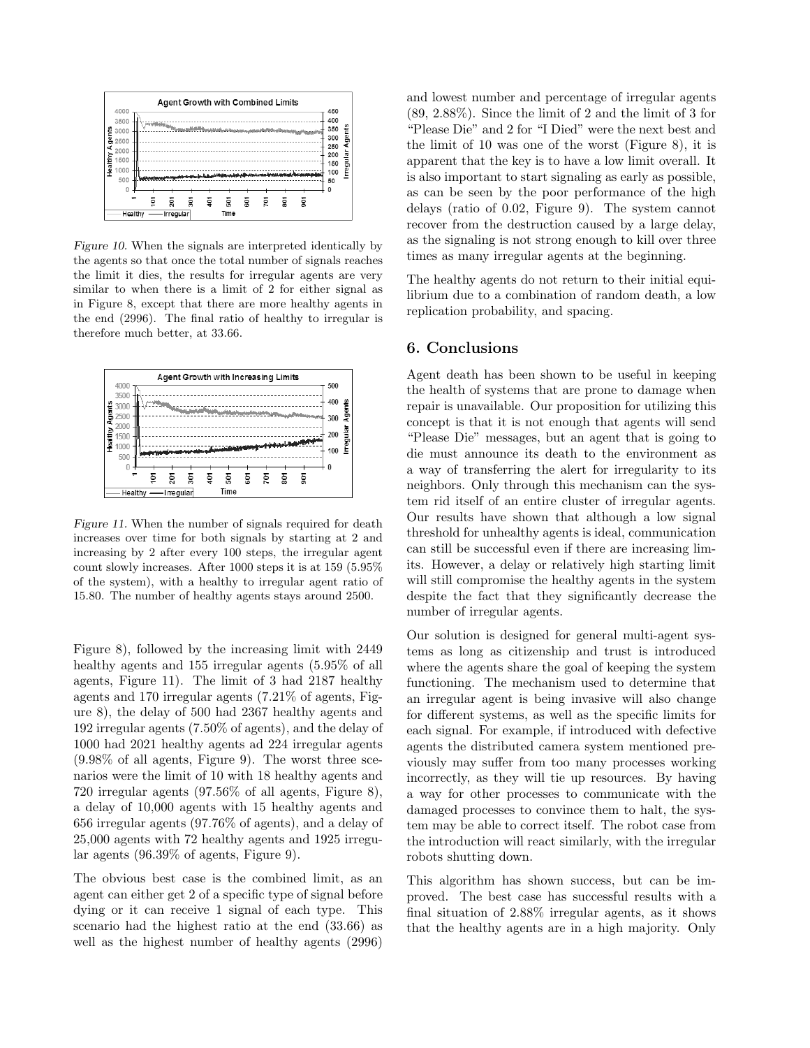*Figure 10.* When the signals are interpreted identically by the agents so that once the total number of signals reaches the limit it dies, the results for irregular agents are very similar to when there is a limit of 2 for either signal as in Figure 8, except that there are more healthy agents in the end (2996). The final ratio of healthy to irregular is therefore much better, at 33.66.

*Figure 11.* When the number of signals required for death increases over time for both signals by starting at 2 and increasing by 2 after every 100 steps, the irregular agent count slowly increases. After 1000 steps it is at 159 (5.95% of the system), with a healthy to irregular agent ratio of 15.80. The number of healthy agents stays around 2500.

Figure 8), followed by the increasing limit with 2449 healthy agents and 155 irregular agents (5.95% of all agents, Figure 11). The limit of 3 had 2187 healthy agents and 170 irregular agents (7.21% of agents, Figure 8), the delay of 500 had 2367 healthy agents and 192 irregular agents (7.50% of agents), and the delay of 1000 had 2021 healthy agents ad 224 irregular agents (9.98% of all agents, Figure 9). The worst three scenarios were the limit of 10 with 18 healthy agents and 720 irregular agents (97.56% of all agents, Figure 8), a delay of 10,000 agents with 15 healthy agents and 656 irregular agents (97.76% of agents), and a delay of 25,000 agents with 72 healthy agents and 1925 irregular agents (96.39% of agents, Figure 9).

The obvious best case is the combined limit, as an agent can either get 2 of a specific type of signal before dying or it can receive 1 signal of each type. This scenario had the highest ratio at the end (33.66) as well as the highest number of healthy agents (2996) and lowest number and percentage of irregular agents (89, 2.88%). Since the limit of 2 and the limit of 3 for "Please Die" and 2 for "I Died" were the next best and the limit of 10 was one of the worst (Figure 8), it is apparent that the key is to have a low limit overall. It is also important to start signaling as early as possible, as can be seen by the poor performance of the high delays (ratio of 0.02, Figure 9). The system cannot recover from the destruction caused by a large delay, as the signaling is not strong enough to kill over three times as many irregular agents at the beginning.

The healthy agents do not return to their initial equilibrium due to a combination of random death, a low replication probability, and spacing.

## 6. Conclusions

Agent death has been shown to be useful in keeping the health of systems that are prone to damage when repair is unavailable. Our proposition for utilizing this concept is that it is not enough that agents will send "Please Die" messages, but an agent that is going to die must announce its death to the environment as a way of transferring the alert for irregularity to its neighbors. Only through this mechanism can the system rid itself of an entire cluster of irregular agents. Our results have shown that although a low signal threshold for unhealthy agents is ideal, communication can still be successful even if there are increasing limits. However, a delay or relatively high starting limit will still compromise the healthy agents in the system despite the fact that they significantly decrease the number of irregular agents.

Our solution is designed for general multi-agent systems as long as citizenship and trust is introduced where the agents share the goal of keeping the system functioning. The mechanism used to determine that an irregular agent is being invasive will also change for different systems, as well as the specific limits for each signal. For example, if introduced with defective agents the distributed camera system mentioned previously may suffer from too many processes working incorrectly, as they will tie up resources. By having a way for other processes to communicate with the damaged processes to convince them to halt, the system may be able to correct itself. The robot case from the introduction will react similarly, with the irregular robots shutting down.

This algorithm has shown success, but can be improved. The best case has successful results with a final situation of 2.88% irregular agents, as it shows that the healthy agents are in a high majority. Only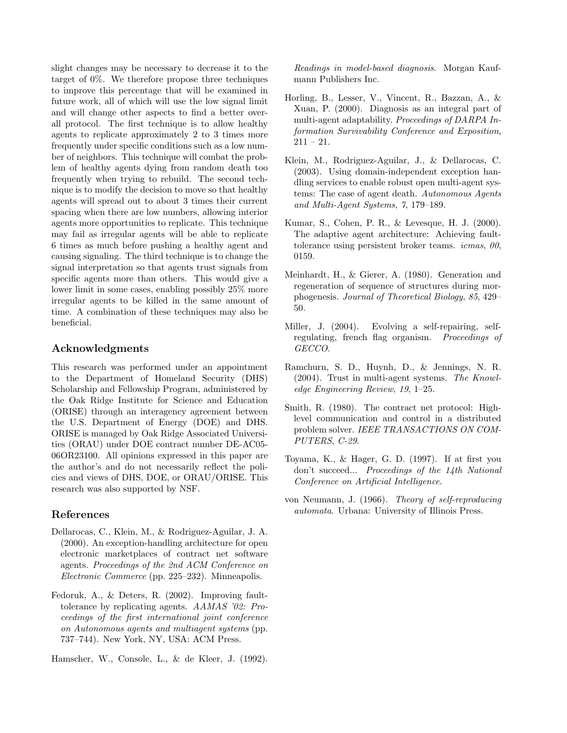slight changes may be necessary to decrease it to the target of 0%. We therefore propose three techniques to improve this percentage that will be examined in future work, all of which will use the low signal limit and will change other aspects to find a better overall protocol. The first technique is to allow healthy agents to replicate approximately 2 to 3 times more frequently under specific conditions such as a low number of neighbors. This technique will combat the problem of healthy agents dying from random death too frequently when trying to rebuild. The second technique is to modify the decision to move so that healthy agents will spread out to about 3 times their current spacing when there are low numbers, allowing interior agents more opportunities to replicate. This technique may fail as irregular agents will be able to replicate 6 times as much before pushing a healthy agent and causing signaling. The third technique is to change the signal interpretation so that agents trust signals from specific agents more than others. This would give a lower limit in some cases, enabling possibly 25% more irregular agents to be killed in the same amount of time. A combination of these techniques may also be beneficial.

## Acknowledgments

This research was performed under an appointment to the Department of Homeland Security (DHS) Scholarship and Fellowship Program, administered by the Oak Ridge Institute for Science and Education (ORISE) through an interagency agreement between the U.S. Department of Energy (DOE) and DHS. ORISE is managed by Oak Ridge Associated Universities (ORAU) under DOE contract number DE-AC05-06OR23100. All opinions expressed in this paper are the author's and do not necessarily reflect the policies and views of DHS, DOE, or ORAU/ORISE. This research was also supported by NSF.

## References

Dellarocas, C., Klein, M., & Rodriguez-Aguilar, J. A. (2000). An exception-handling architecture for open electronic marketplaces of contract net software agents. *Proceedings of the 2nd ACM Conference on Electronic Commerce* (pp. 225–232). Minneapolis.

Fedoruk, A., & Deters, R. (2002). Improving fault-tolerance by replicating agents. *AAMAS '02: Proceedings of the first international joint conference on Autonomous agents and multiagent systems* (pp. 737–744). New York, NY, USA: ACM Press.

Hamscher, W., Console, L., & de Kleer, J. (1992). *Readings in model-based diagnosis*. Morgan Kaufmann Publishers Inc.

Horling, B., Lesser, V., Vincent, R., Bazzan, A., & Xuan, P. (2000). Diagnosis as an integral part of multi-agent adaptability. *Proceedings of DARPA Information Survivability Conference and Exposition*, 211 – 21.

Klein, M., Rodriguez-Aguilar, J., & Dellarocas, C. (2003). Using domain-independent exception handling services to enable robust open multi-agent systems: The case of agent death. *Autonomous Agents and Multi-Agent Systems*, *7*, 179–189.

Kumar, S., Cohen, P. R., & Levesque, H. J. (2000). The adaptive agent architecture: Achieving fault-tolerance using persistent broker teams. *icmas*, *00*, 0159.

Meinhardt, H., & Gierer, A. (1980). Generation and regeneration of sequence of structures during morphogenesis. *Journal of Theoretical Biology*, *85*, 429–50.

Miller, J. (2004). Evolving a self-repairing, self-regulating, french flag organism. *Proceedings of GECCO*.

Ramchurn, S. D., Huynh, D., & Jennings, N. R. (2004). Trust in multi-agent systems. *The Knowledge Engineering Review*, *19*, 1–25.

Smith, R. (1980). The contract net protocol: High-level communication and control in a distributed problem solver. *IEEE TRANSACTIONS ON COMPUTERS*, *C-29*.

Toyama, K., & Hager, G. D. (1997). If at first you don't succeed... *Proceedings of the 14th National Conference on Artificial Intelligence*.

von Neumann, J. (1966). *Theory of self-reproducing automata*. Urbana: University of Illinois Press.